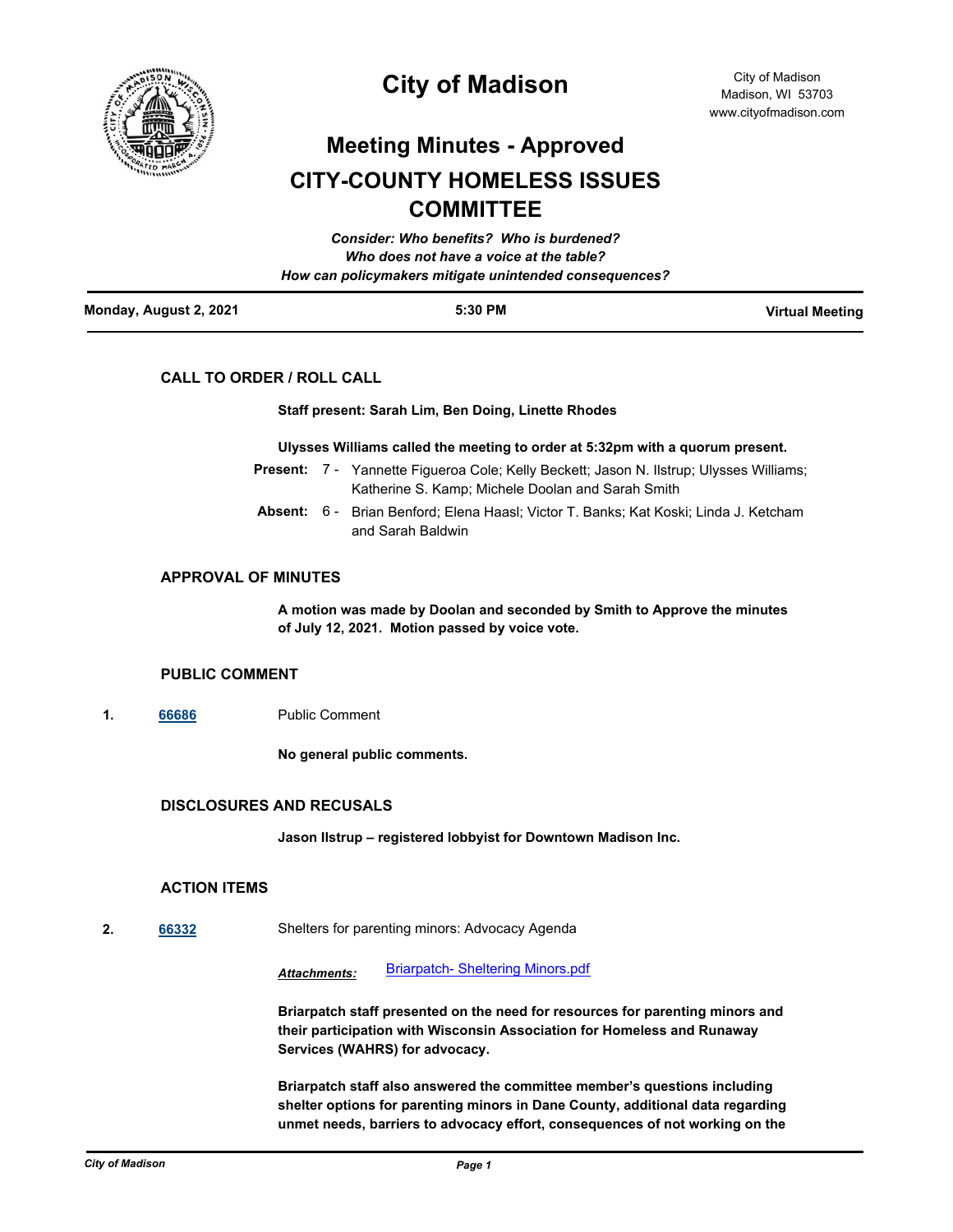# City of Madison

City of Madison
Madison, WI 53703
www.cityofmadison.com

## Meeting Minutes - Approved

## CITY-COUNTY HOMELESS ISSUES COMMITTEE

*Consider: Who benefits? Who is burdened?*
*Who does not have a voice at the table?*
*How can policymakers mitigate unintended consequences?*

**Monday, August 2, 2021** — **5:30 PM** — **Virtual Meeting**

### CALL TO ORDER / ROLL CALL

**Staff present: Sarah Lim, Ben Doing, Linette Rhodes**

**Ulysses Williams called the meeting to order at 5:32pm with a quorum present.**

**Present:** 7 - Yannette Figueroa Cole; Kelly Beckett; Jason N. Ilstrup; Ulysses Williams; Katherine S. Kamp; Michele Doolan and Sarah Smith

**Absent:** 6 - Brian Benford; Elena Haasl; Victor T. Banks; Kat Koski; Linda J. Ketcham and Sarah Baldwin

### APPROVAL OF MINUTES

**A motion was made by Doolan and seconded by Smith to Approve the minutes of July 12, 2021. Motion passed by voice vote.**

### PUBLIC COMMENT

1. **66686** Public Comment

   **No general public comments.**

### DISCLOSURES AND RECUSALS

**Jason Ilstrup – registered lobbyist for Downtown Madison Inc.**

### ACTION ITEMS

2. **66332** Shelters for parenting minors: Advocacy Agenda

   ***Attachments:*** Briarpatch- Sheltering Minors.pdf

   **Briarpatch staff presented on the need for resources for parenting minors and their participation with Wisconsin Association for Homeless and Runaway Services (WAHRS) for advocacy.**

   **Briarpatch staff also answered the committee member's questions including shelter options for parenting minors in Dane County, additional data regarding unmet needs, barriers to advocacy effort, consequences of not working on the**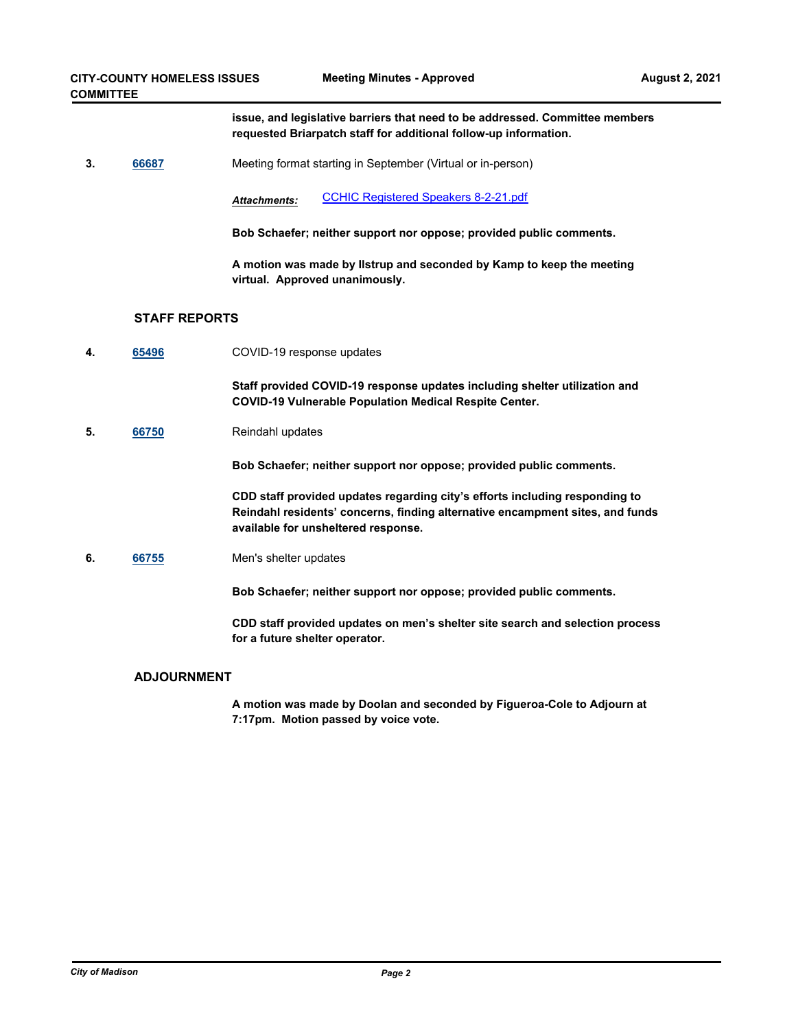**issue, and legislative barriers that need to be addressed. Committee members requested Briarpatch staff for additional follow-up information.**

**3.** **66687** Meeting format starting in September (Virtual or in-person)

***Attachments:*** CCHIC Registered Speakers 8-2-21.pdf

**Bob Schaefer; neither support nor oppose; provided public comments.**

**A motion was made by Ilstrup and seconded by Kamp to keep the meeting virtual. Approved unanimously.**

## STAFF REPORTS

**4.** **65496** COVID-19 response updates

**Staff provided COVID-19 response updates including shelter utilization and COVID-19 Vulnerable Population Medical Respite Center.**

**5.** **66750** Reindahl updates

**Bob Schaefer; neither support nor oppose; provided public comments.**

**CDD staff provided updates regarding city's efforts including responding to Reindahl residents' concerns, finding alternative encampment sites, and funds available for unsheltered response.**

**6.** **66755** Men's shelter updates

**Bob Schaefer; neither support nor oppose; provided public comments.**

**CDD staff provided updates on men's shelter site search and selection process for a future shelter operator.**

## ADJOURNMENT

**A motion was made by Doolan and seconded by Figueroa-Cole to Adjourn at 7:17pm. Motion passed by voice vote.**